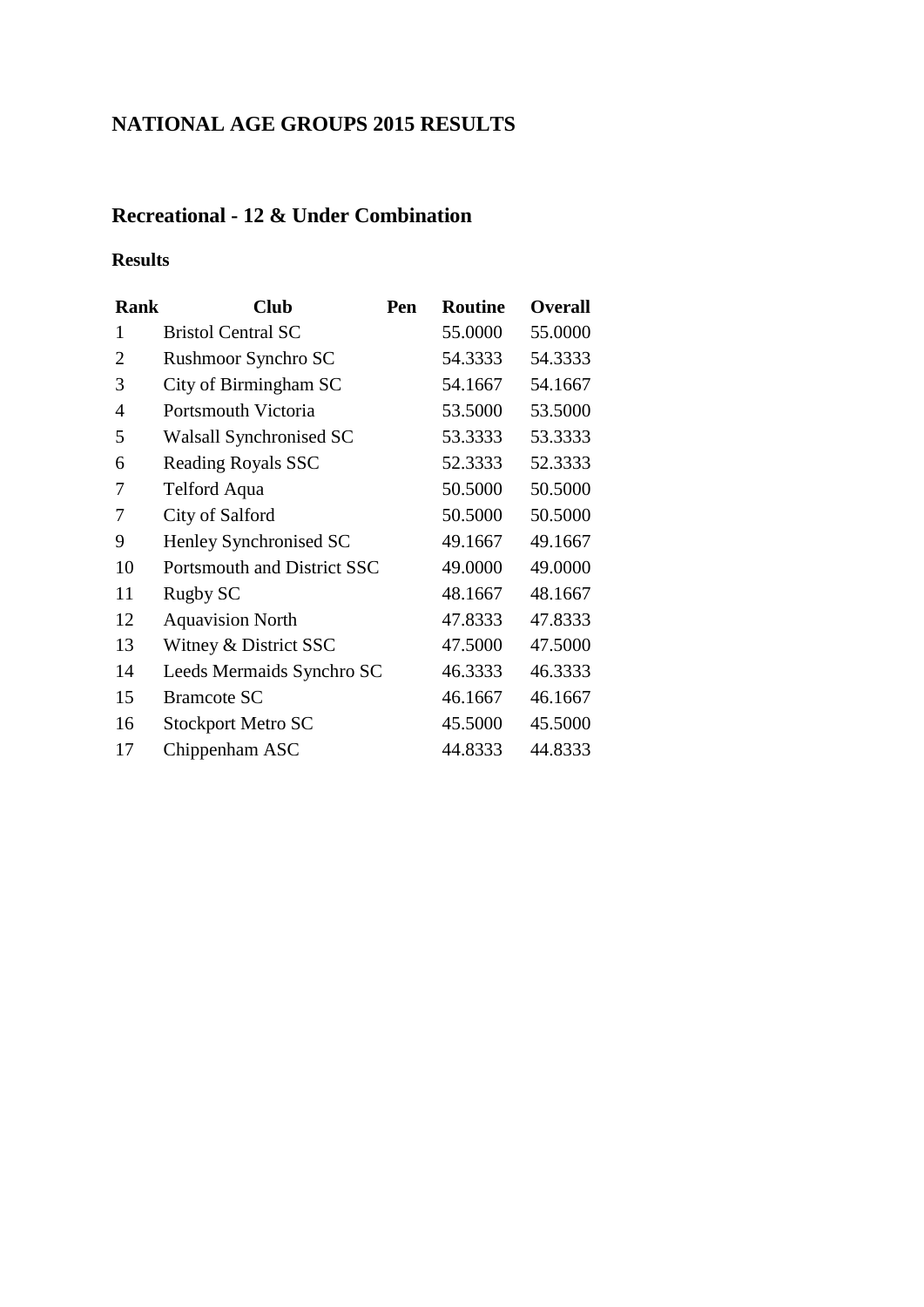# NATIONAL AGE GROUPS 2015 RESULTS

## Recreational - 12 & Under Combination

### Results

| Rank | Club | Pen | Routine | Overall |
|---|---|---|---|---|
| 1 | Bristol Central SC | | 55.0000 | 55.0000 |
| 2 | Rushmoor Synchro SC | | 54.3333 | 54.3333 |
| 3 | City of Birmingham SC | | 54.1667 | 54.1667 |
| 4 | Portsmouth Victoria | | 53.5000 | 53.5000 |
| 5 | Walsall Synchronised SC | | 53.3333 | 53.3333 |
| 6 | Reading Royals SSC | | 52.3333 | 52.3333 |
| 7 | Telford Aqua | | 50.5000 | 50.5000 |
| 7 | City of Salford | | 50.5000 | 50.5000 |
| 9 | Henley Synchronised SC | | 49.1667 | 49.1667 |
| 10 | Portsmouth and District SSC | | 49.0000 | 49.0000 |
| 11 | Rugby SC | | 48.1667 | 48.1667 |
| 12 | Aquavision North | | 47.8333 | 47.8333 |
| 13 | Witney & District SSC | | 47.5000 | 47.5000 |
| 14 | Leeds Mermaids Synchro SC | | 46.3333 | 46.3333 |
| 15 | Bramcote SC | | 46.1667 | 46.1667 |
| 16 | Stockport Metro SC | | 45.5000 | 45.5000 |
| 17 | Chippenham ASC | | 44.8333 | 44.8333 |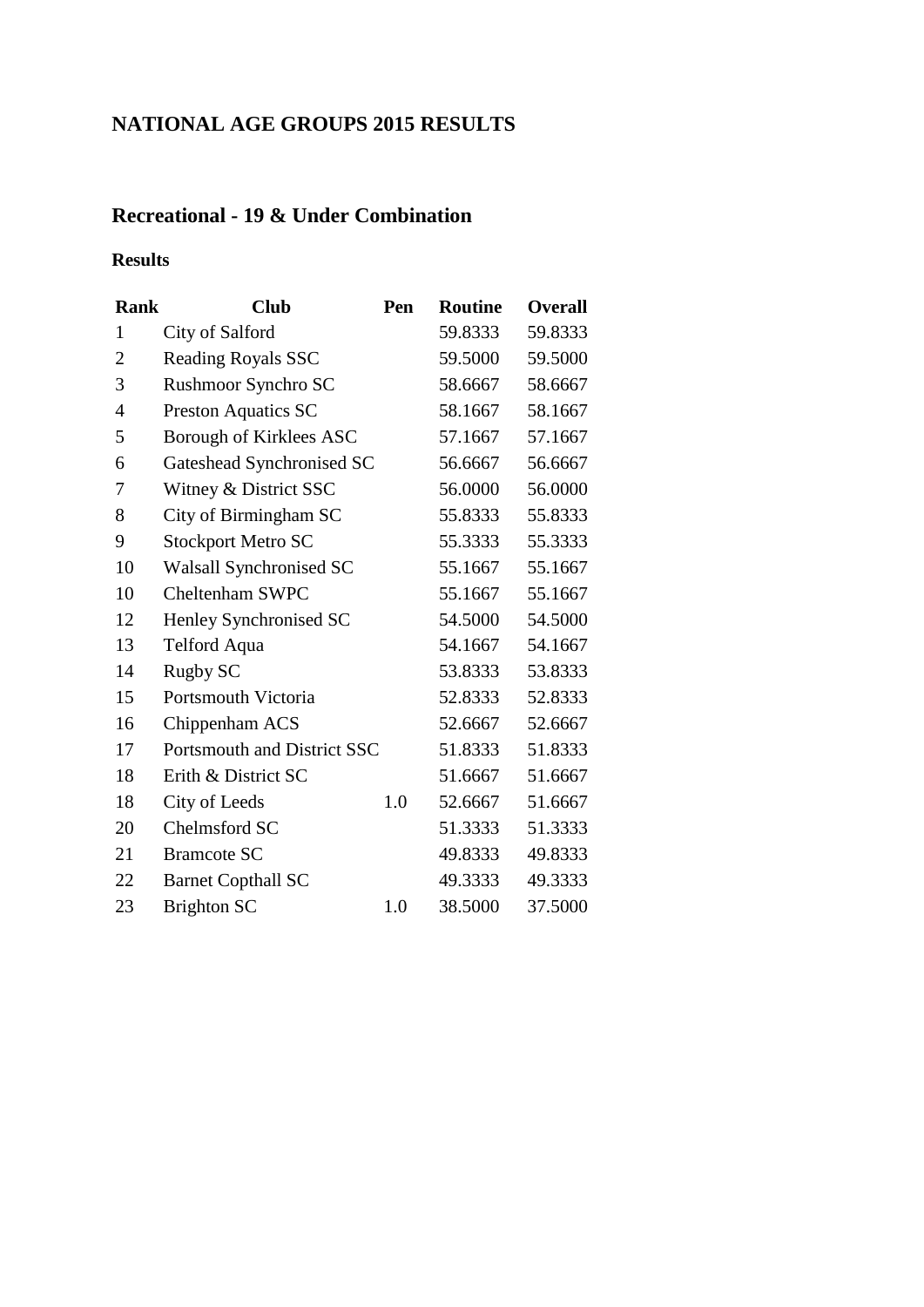# NATIONAL AGE GROUPS 2015 RESULTS

## Recreational - 19 & Under Combination

### Results

| Rank | Club | Pen | Routine | Overall |
|---|---|---|---|---|
| 1 | City of Salford | | 59.8333 | 59.8333 |
| 2 | Reading Royals SSC | | 59.5000 | 59.5000 |
| 3 | Rushmoor Synchro SC | | 58.6667 | 58.6667 |
| 4 | Preston Aquatics SC | | 58.1667 | 58.1667 |
| 5 | Borough of Kirklees ASC | | 57.1667 | 57.1667 |
| 6 | Gateshead Synchronised SC | | 56.6667 | 56.6667 |
| 7 | Witney & District SSC | | 56.0000 | 56.0000 |
| 8 | City of Birmingham SC | | 55.8333 | 55.8333 |
| 9 | Stockport Metro SC | | 55.3333 | 55.3333 |
| 10 | Walsall Synchronised SC | | 55.1667 | 55.1667 |
| 10 | Cheltenham SWPC | | 55.1667 | 55.1667 |
| 12 | Henley Synchronised SC | | 54.5000 | 54.5000 |
| 13 | Telford Aqua | | 54.1667 | 54.1667 |
| 14 | Rugby SC | | 53.8333 | 53.8333 |
| 15 | Portsmouth Victoria | | 52.8333 | 52.8333 |
| 16 | Chippenham ACS | | 52.6667 | 52.6667 |
| 17 | Portsmouth and District SSC | | 51.8333 | 51.8333 |
| 18 | Erith & District SC | | 51.6667 | 51.6667 |
| 18 | City of Leeds | 1.0 | 52.6667 | 51.6667 |
| 20 | Chelmsford SC | | 51.3333 | 51.3333 |
| 21 | Bramcote SC | | 49.8333 | 49.8333 |
| 22 | Barnet Copthall SC | | 49.3333 | 49.3333 |
| 23 | Brighton SC | 1.0 | 38.5000 | 37.5000 |